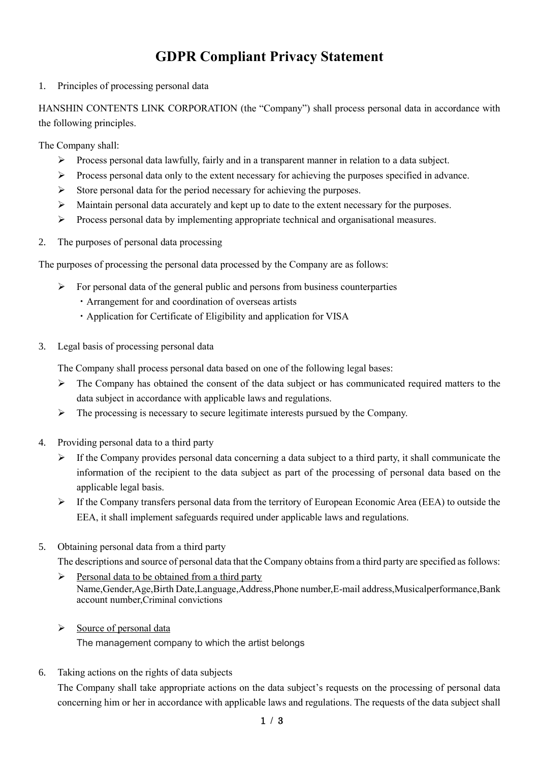# GDPR Compliant Privacy Statement

1. Principles of processing personal data

HANSHIN CONTENTS LINK CORPORATION (the "Company") shall process personal data in accordance with the following principles.

The Company shall:

- Process personal data lawfully, fairly and in a transparent manner in relation to a data subject.
- Process personal data only to the extent necessary for achieving the purposes specified in advance.
- Store personal data for the period necessary for achieving the purposes.
- Maintain personal data accurately and kept up to date to the extent necessary for the purposes.
- Process personal data by implementing appropriate technical and organisational measures.

2. The purposes of personal data processing

The purposes of processing the personal data processed by the Company are as follows:

- For personal data of the general public and persons from business counterparties
  - ・Arrangement for and coordination of overseas artists
  - ・Application for Certificate of Eligibility and application for VISA

3. Legal basis of processing personal data

The Company shall process personal data based on one of the following legal bases:

- The Company has obtained the consent of the data subject or has communicated required matters to the data subject in accordance with applicable laws and regulations.
- The processing is necessary to secure legitimate interests pursued by the Company.

4. Providing personal data to a third party

- If the Company provides personal data concerning a data subject to a third party, it shall communicate the information of the recipient to the data subject as part of the processing of personal data based on the applicable legal basis.
- If the Company transfers personal data from the territory of European Economic Area (EEA) to outside the EEA, it shall implement safeguards required under applicable laws and regulations.

5. Obtaining personal data from a third party

The descriptions and source of personal data that the Company obtains from a third party are specified as follows:

- <u>Personal data to be obtained from a third party</u>
  Name,Gender,Age,Birth Date,Language,Address,Phone number,E-mail address,Musicalperformance,Bank account number,Criminal convictions

- <u>Source of personal data</u>
  The management company to which the artist belongs

6. Taking actions on the rights of data subjects

The Company shall take appropriate actions on the data subject's requests on the processing of personal data concerning him or her in accordance with applicable laws and regulations. The requests of the data subject shall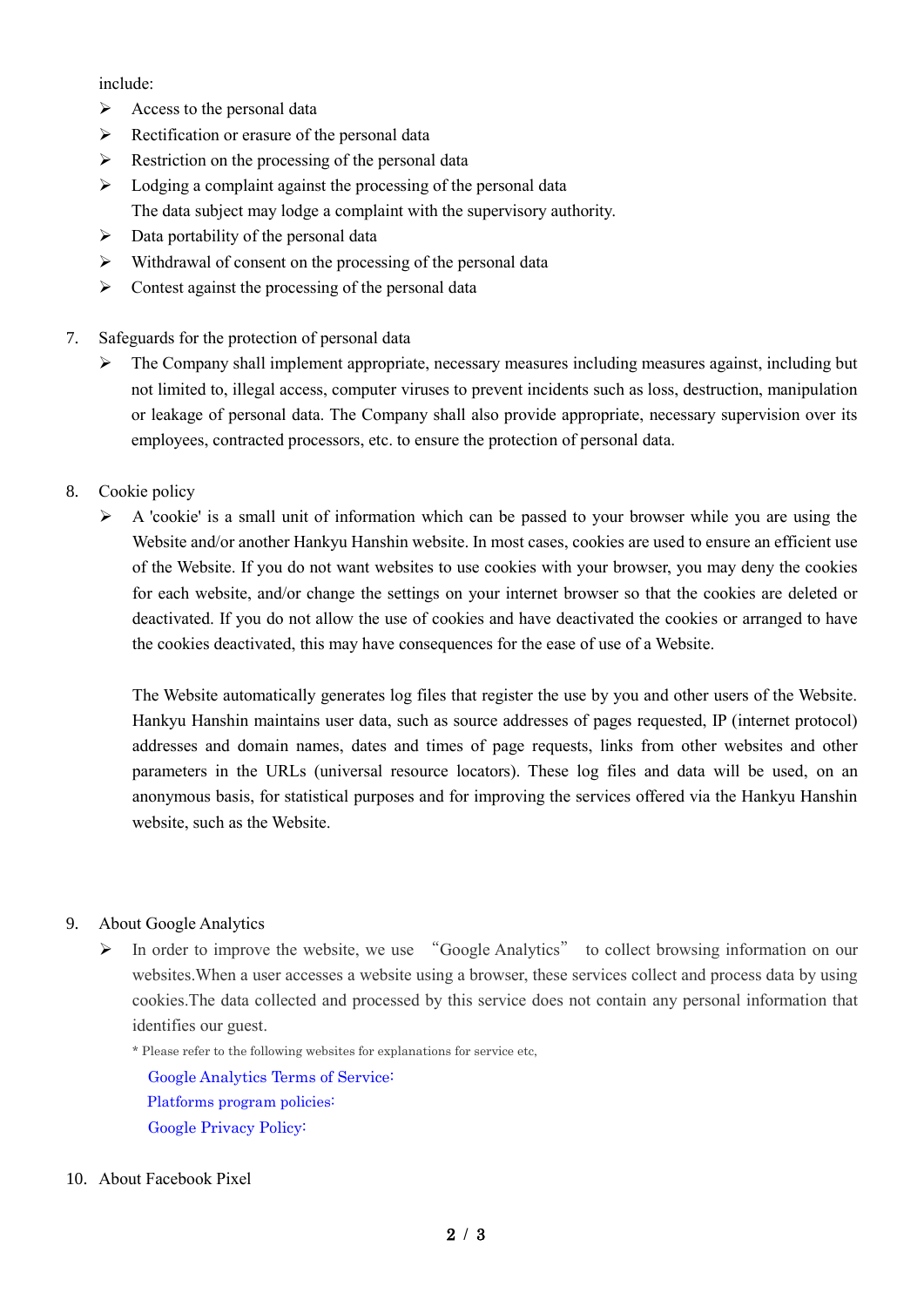include:

- Access to the personal data
- Rectification or erasure of the personal data
- Restriction on the processing of the personal data
- Lodging a complaint against the processing of the personal data
  The data subject may lodge a complaint with the supervisory authority.
- Data portability of the personal data
- Withdrawal of consent on the processing of the personal data
- Contest against the processing of the personal data

7. Safeguards for the protection of personal data
   - The Company shall implement appropriate, necessary measures including measures against, including but not limited to, illegal access, computer viruses to prevent incidents such as loss, destruction, manipulation or leakage of personal data. The Company shall also provide appropriate, necessary supervision over its employees, contracted processors, etc. to ensure the protection of personal data.

8. Cookie policy
   - A 'cookie' is a small unit of information which can be passed to your browser while you are using the Website and/or another Hankyu Hanshin website. In most cases, cookies are used to ensure an efficient use of the Website. If you do not want websites to use cookies with your browser, you may deny the cookies for each website, and/or change the settings on your internet browser so that the cookies are deleted or deactivated. If you do not allow the use of cookies and have deactivated the cookies or arranged to have the cookies deactivated, this may have consequences for the ease of use of a Website.

     The Website automatically generates log files that register the use by you and other users of the Website. Hankyu Hanshin maintains user data, such as source addresses of pages requested, IP (internet protocol) addresses and domain names, dates and times of page requests, links from other websites and other parameters in the URLs (universal resource locators). These log files and data will be used, on an anonymous basis, for statistical purposes and for improving the services offered via the Hankyu Hanshin website, such as the Website.

9. About Google Analytics
   - In order to improve the website, we use "Google Analytics" to collect browsing information on our websites.When a user accesses a website using a browser, these services collect and process data by using cookies.The data collected and processed by this service does not contain any personal information that identifies our guest.

     \* Please refer to the following websites for explanations for service etc,

     Google Analytics Terms of Service:
     Platforms program policies:
     Google Privacy Policy:

10. About Facebook Pixel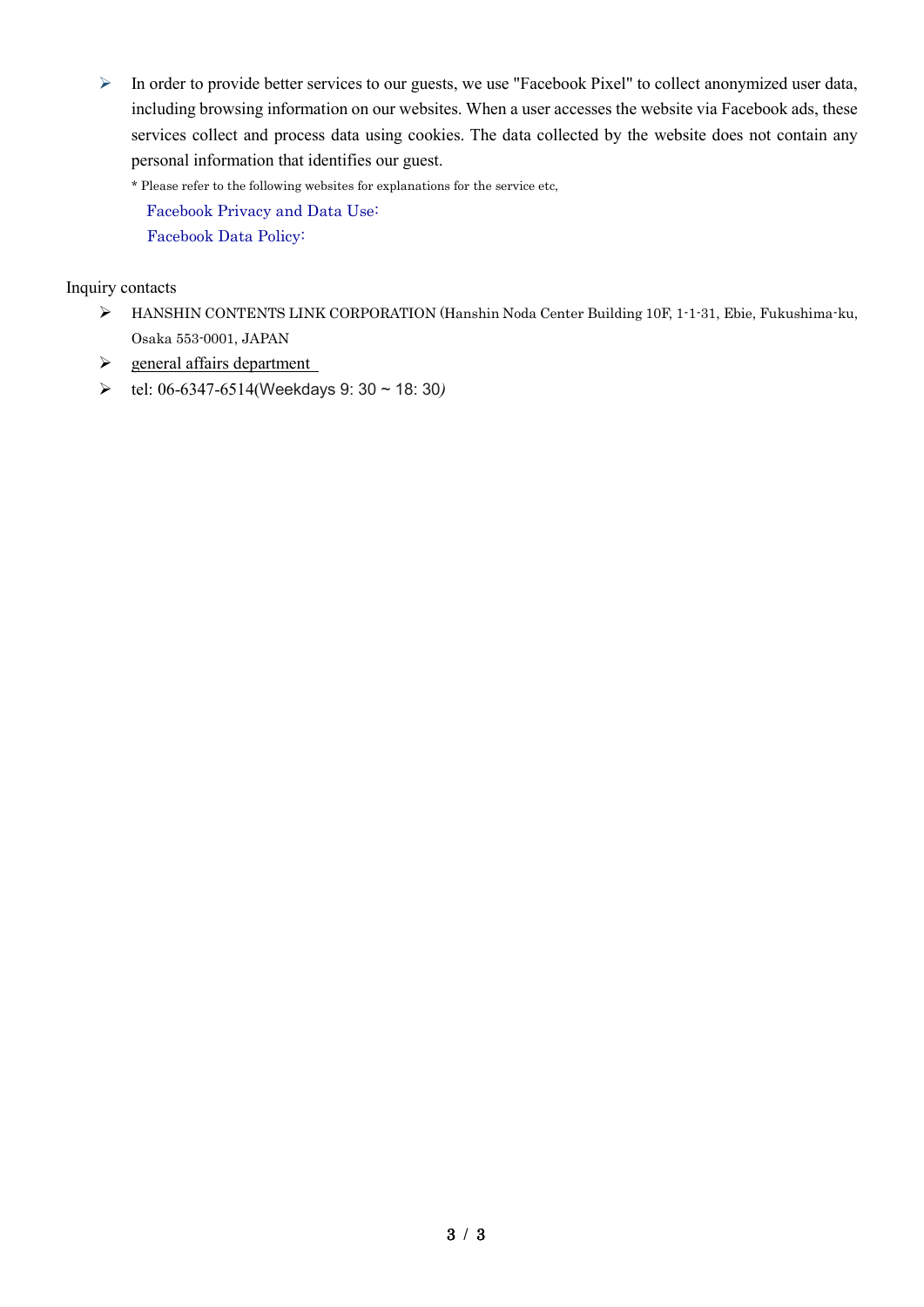- In order to provide better services to our guests, we use "Facebook Pixel" to collect anonymized user data, including browsing information on our websites. When a user accesses the website via Facebook ads, these services collect and process data using cookies. The data collected by the website does not contain any personal information that identifies our guest.

  * Please refer to the following websites for explanations for the service etc,

  Facebook Privacy and Data Use:

  Facebook Data Policy:

Inquiry contacts

- HANSHIN CONTENTS LINK CORPORATION (Hanshin Noda Center Building 10F, 1-1-31, Ebie, Fukushima-ku, Osaka 553-0001, JAPAN
- general affairs department
- tel: 06-6347-6514(Weekdays 9: 30 ~ 18: 30)